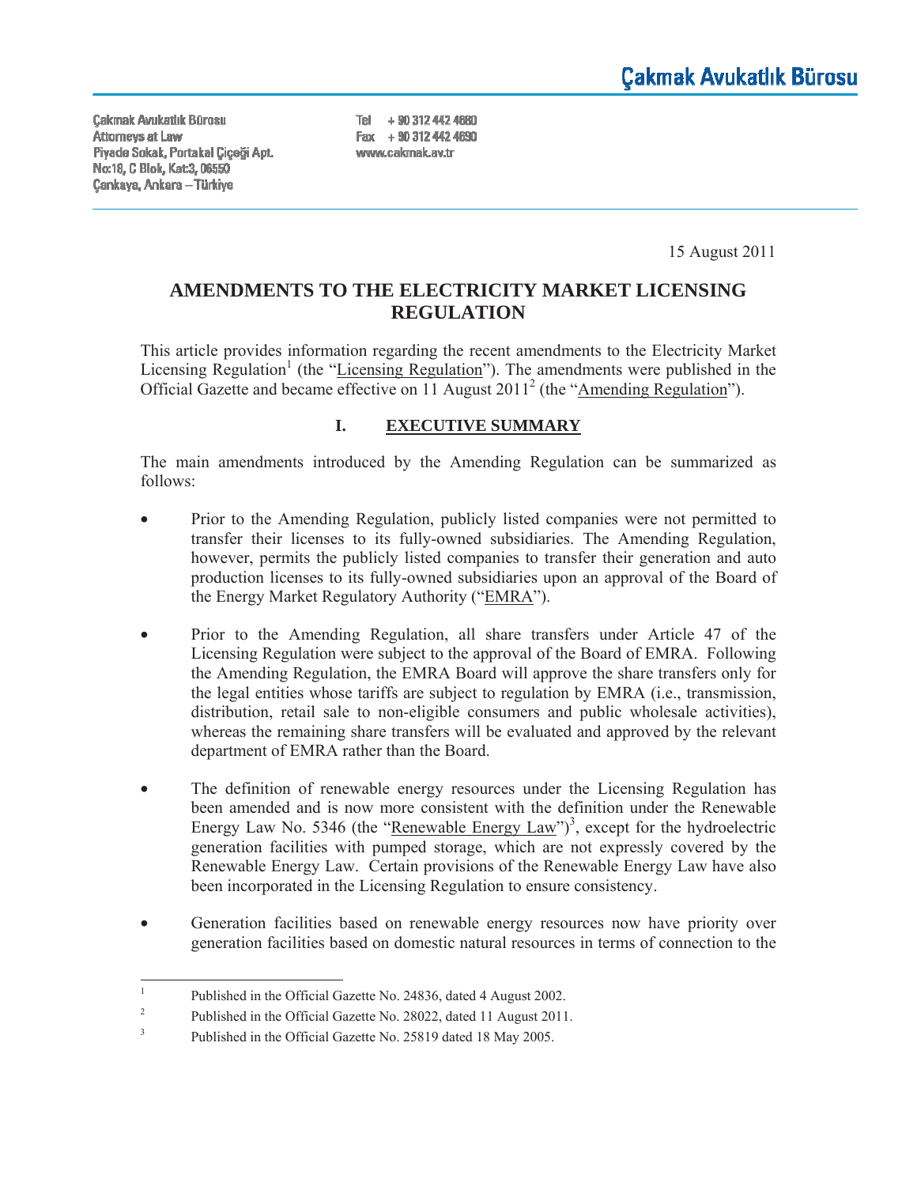Çakmak Avukatlık Bürosu

Çakmak Avukatlık Bürosu
Attorneys at Law
Piyade Sokak, Portakal Çiçeği Apt.
No:18, C Blok, Kat:3, 06550
Çankaya, Ankara – Türkiye

Tel + 90 312 442 4680
Fax + 90 312 442 4690
www.cakmak.av.tr

15 August 2011

# AMENDMENTS TO THE ELECTRICITY MARKET LICENSING REGULATION

This article provides information regarding the recent amendments to the Electricity Market Licensing Regulation[1] (the "Licensing Regulation"). The amendments were published in the Official Gazette and became effective on 11 August 2011[2] (the "Amending Regulation").

## I. EXECUTIVE SUMMARY

The main amendments introduced by the Amending Regulation can be summarized as follows:

- Prior to the Amending Regulation, publicly listed companies were not permitted to transfer their licenses to its fully-owned subsidiaries. The Amending Regulation, however, permits the publicly listed companies to transfer their generation and auto production licenses to its fully-owned subsidiaries upon an approval of the Board of the Energy Market Regulatory Authority ("EMRA").

- Prior to the Amending Regulation, all share transfers under Article 47 of the Licensing Regulation were subject to the approval of the Board of EMRA. Following the Amending Regulation, the EMRA Board will approve the share transfers only for the legal entities whose tariffs are subject to regulation by EMRA (i.e., transmission, distribution, retail sale to non-eligible consumers and public wholesale activities), whereas the remaining share transfers will be evaluated and approved by the relevant department of EMRA rather than the Board.

- The definition of renewable energy resources under the Licensing Regulation has been amended and is now more consistent with the definition under the Renewable Energy Law No. 5346 (the "Renewable Energy Law")[3], except for the hydroelectric generation facilities with pumped storage, which are not expressly covered by the Renewable Energy Law. Certain provisions of the Renewable Energy Law have also been incorporated in the Licensing Regulation to ensure consistency.

- Generation facilities based on renewable energy resources now have priority over generation facilities based on domestic natural resources in terms of connection to the

---

[1] Published in the Official Gazette No. 24836, dated 4 August 2002.

[2] Published in the Official Gazette No. 28022, dated 11 August 2011.

[3] Published in the Official Gazette No. 25819 dated 18 May 2005.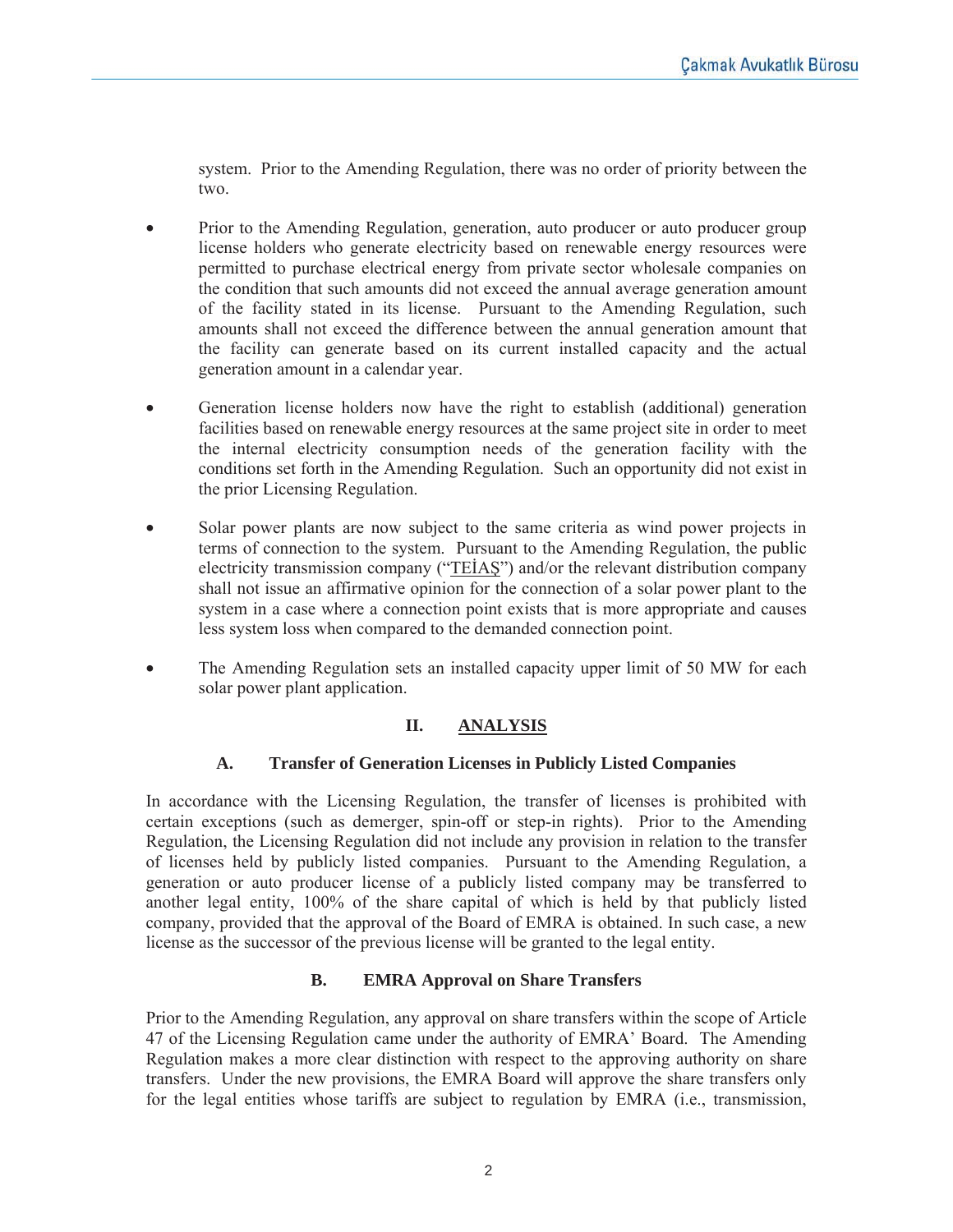system. Prior to the Amending Regulation, there was no order of priority between the two.

- Prior to the Amending Regulation, generation, auto producer or auto producer group license holders who generate electricity based on renewable energy resources were permitted to purchase electrical energy from private sector wholesale companies on the condition that such amounts did not exceed the annual average generation amount of the facility stated in its license. Pursuant to the Amending Regulation, such amounts shall not exceed the difference between the annual generation amount that the facility can generate based on its current installed capacity and the actual generation amount in a calendar year.

- Generation license holders now have the right to establish (additional) generation facilities based on renewable energy resources at the same project site in order to meet the internal electricity consumption needs of the generation facility with the conditions set forth in the Amending Regulation. Such an opportunity did not exist in the prior Licensing Regulation.

- Solar power plants are now subject to the same criteria as wind power projects in terms of connection to the system. Pursuant to the Amending Regulation, the public electricity transmission company ("TEİAŞ") and/or the relevant distribution company shall not issue an affirmative opinion for the connection of a solar power plant to the system in a case where a connection point exists that is more appropriate and causes less system loss when compared to the demanded connection point.

- The Amending Regulation sets an installed capacity upper limit of 50 MW for each solar power plant application.

## II. ANALYSIS

### A. Transfer of Generation Licenses in Publicly Listed Companies

In accordance with the Licensing Regulation, the transfer of licenses is prohibited with certain exceptions (such as demerger, spin-off or step-in rights). Prior to the Amending Regulation, the Licensing Regulation did not include any provision in relation to the transfer of licenses held by publicly listed companies. Pursuant to the Amending Regulation, a generation or auto producer license of a publicly listed company may be transferred to another legal entity, 100% of the share capital of which is held by that publicly listed company, provided that the approval of the Board of EMRA is obtained. In such case, a new license as the successor of the previous license will be granted to the legal entity.

### B. EMRA Approval on Share Transfers

Prior to the Amending Regulation, any approval on share transfers within the scope of Article 47 of the Licensing Regulation came under the authority of EMRA' Board. The Amending Regulation makes a more clear distinction with respect to the approving authority on share transfers. Under the new provisions, the EMRA Board will approve the share transfers only for the legal entities whose tariffs are subject to regulation by EMRA (i.e., transmission,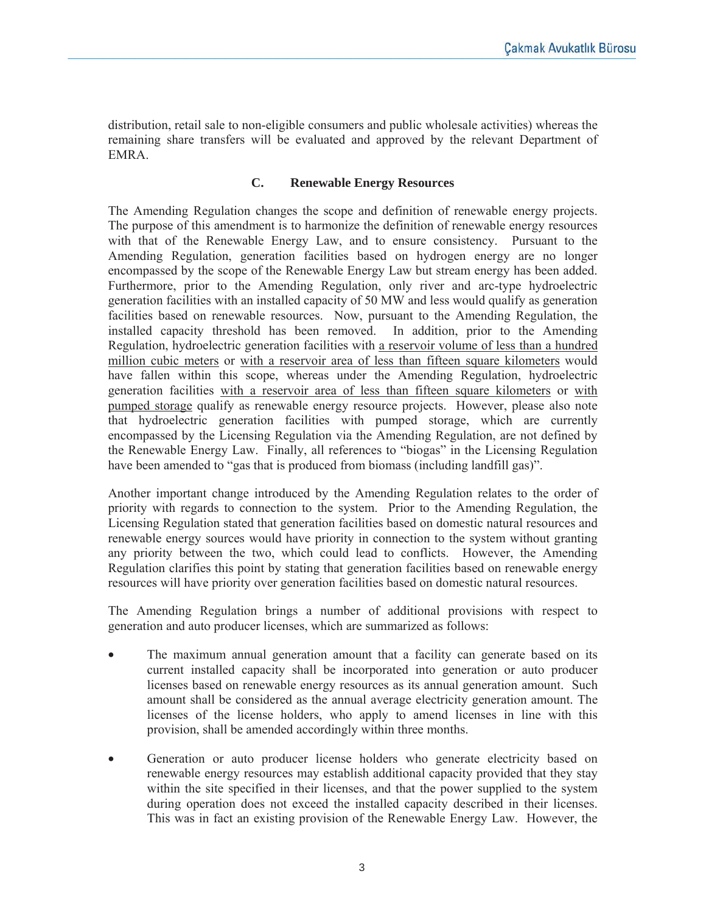distribution, retail sale to non-eligible consumers and public wholesale activities) whereas the remaining share transfers will be evaluated and approved by the relevant Department of EMRA.

### C. Renewable Energy Resources

The Amending Regulation changes the scope and definition of renewable energy projects. The purpose of this amendment is to harmonize the definition of renewable energy resources with that of the Renewable Energy Law, and to ensure consistency. Pursuant to the Amending Regulation, generation facilities based on hydrogen energy are no longer encompassed by the scope of the Renewable Energy Law but stream energy has been added. Furthermore, prior to the Amending Regulation, only river and arc-type hydroelectric generation facilities with an installed capacity of 50 MW and less would qualify as generation facilities based on renewable resources. Now, pursuant to the Amending Regulation, the installed capacity threshold has been removed. In addition, prior to the Amending Regulation, hydroelectric generation facilities with <u>a reservoir volume of less than a hundred million cubic meters</u> or <u>with a reservoir area of less than fifteen square kilometers</u> would have fallen within this scope, whereas under the Amending Regulation, hydroelectric generation facilities <u>with a reservoir area of less than fifteen square kilometers</u> or <u>with pumped storage</u> qualify as renewable energy resource projects. However, please also note that hydroelectric generation facilities with pumped storage, which are currently encompassed by the Licensing Regulation via the Amending Regulation, are not defined by the Renewable Energy Law. Finally, all references to "biogas" in the Licensing Regulation have been amended to "gas that is produced from biomass (including landfill gas)".

Another important change introduced by the Amending Regulation relates to the order of priority with regards to connection to the system. Prior to the Amending Regulation, the Licensing Regulation stated that generation facilities based on domestic natural resources and renewable energy sources would have priority in connection to the system without granting any priority between the two, which could lead to conflicts. However, the Amending Regulation clarifies this point by stating that generation facilities based on renewable energy resources will have priority over generation facilities based on domestic natural resources.

The Amending Regulation brings a number of additional provisions with respect to generation and auto producer licenses, which are summarized as follows:

- The maximum annual generation amount that a facility can generate based on its current installed capacity shall be incorporated into generation or auto producer licenses based on renewable energy resources as its annual generation amount. Such amount shall be considered as the annual average electricity generation amount. The licenses of the license holders, who apply to amend licenses in line with this provision, shall be amended accordingly within three months.

- Generation or auto producer license holders who generate electricity based on renewable energy resources may establish additional capacity provided that they stay within the site specified in their licenses, and that the power supplied to the system during operation does not exceed the installed capacity described in their licenses. This was in fact an existing provision of the Renewable Energy Law. However, the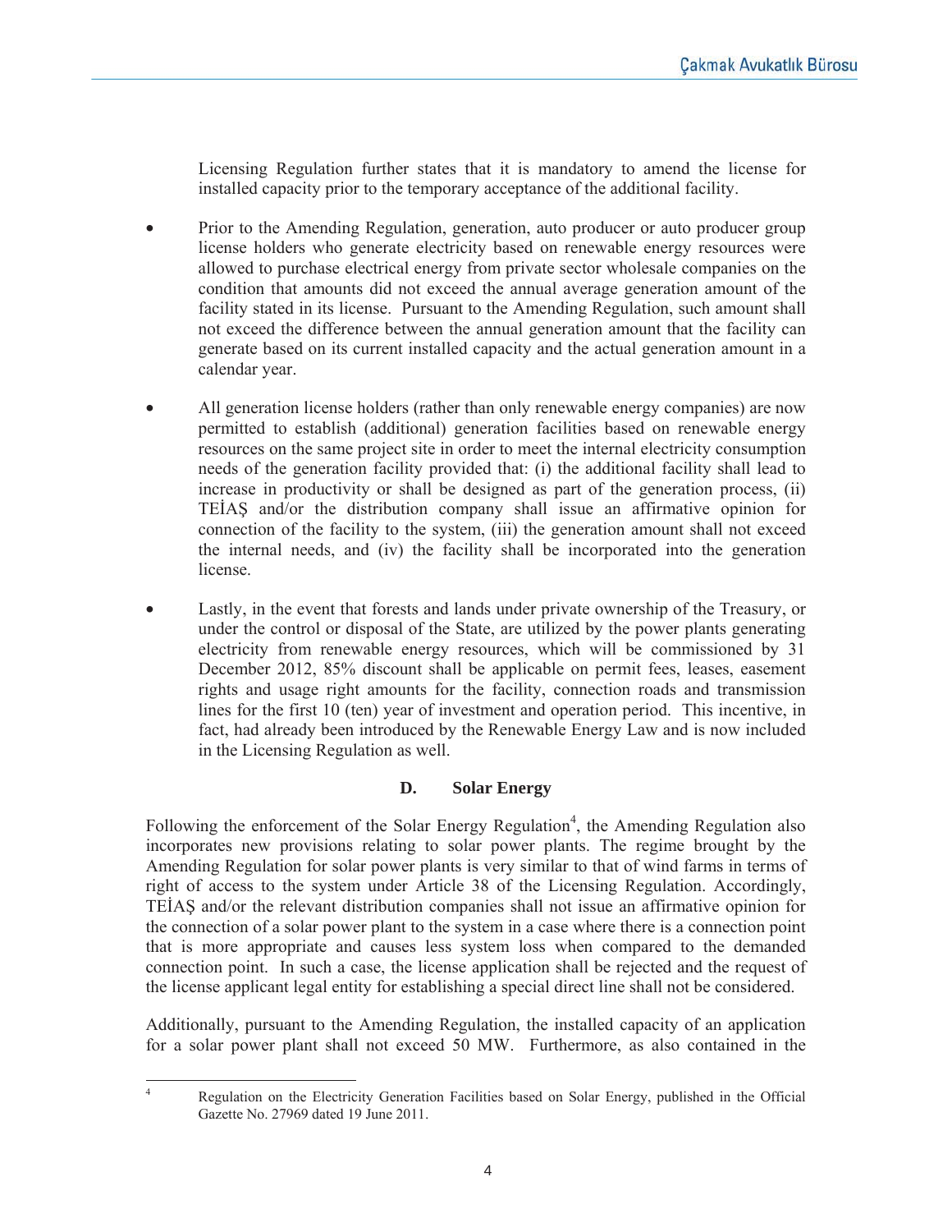Licensing Regulation further states that it is mandatory to amend the license for installed capacity prior to the temporary acceptance of the additional facility.

- Prior to the Amending Regulation, generation, auto producer or auto producer group license holders who generate electricity based on renewable energy resources were allowed to purchase electrical energy from private sector wholesale companies on the condition that amounts did not exceed the annual average generation amount of the facility stated in its license. Pursuant to the Amending Regulation, such amount shall not exceed the difference between the annual generation amount that the facility can generate based on its current installed capacity and the actual generation amount in a calendar year.

- All generation license holders (rather than only renewable energy companies) are now permitted to establish (additional) generation facilities based on renewable energy resources on the same project site in order to meet the internal electricity consumption needs of the generation facility provided that: (i) the additional facility shall lead to increase in productivity or shall be designed as part of the generation process, (ii) TEİAŞ and/or the distribution company shall issue an affirmative opinion for connection of the facility to the system, (iii) the generation amount shall not exceed the internal needs, and (iv) the facility shall be incorporated into the generation license.

- Lastly, in the event that forests and lands under private ownership of the Treasury, or under the control or disposal of the State, are utilized by the power plants generating electricity from renewable energy resources, which will be commissioned by 31 December 2012, 85% discount shall be applicable on permit fees, leases, easement rights and usage right amounts for the facility, connection roads and transmission lines for the first 10 (ten) year of investment and operation period. This incentive, in fact, had already been introduced by the Renewable Energy Law and is now included in the Licensing Regulation as well.

### D. Solar Energy

Following the enforcement of the Solar Energy Regulation[4], the Amending Regulation also incorporates new provisions relating to solar power plants. The regime brought by the Amending Regulation for solar power plants is very similar to that of wind farms in terms of right of access to the system under Article 38 of the Licensing Regulation. Accordingly, TEİAŞ and/or the relevant distribution companies shall not issue an affirmative opinion for the connection of a solar power plant to the system in a case where there is a connection point that is more appropriate and causes less system loss when compared to the demanded connection point. In such a case, the license application shall be rejected and the request of the license applicant legal entity for establishing a special direct line shall not be considered.

Additionally, pursuant to the Amending Regulation, the installed capacity of an application for a solar power plant shall not exceed 50 MW. Furthermore, as also contained in the

---

[4] Regulation on the Electricity Generation Facilities based on Solar Energy, published in the Official Gazette No. 27969 dated 19 June 2011.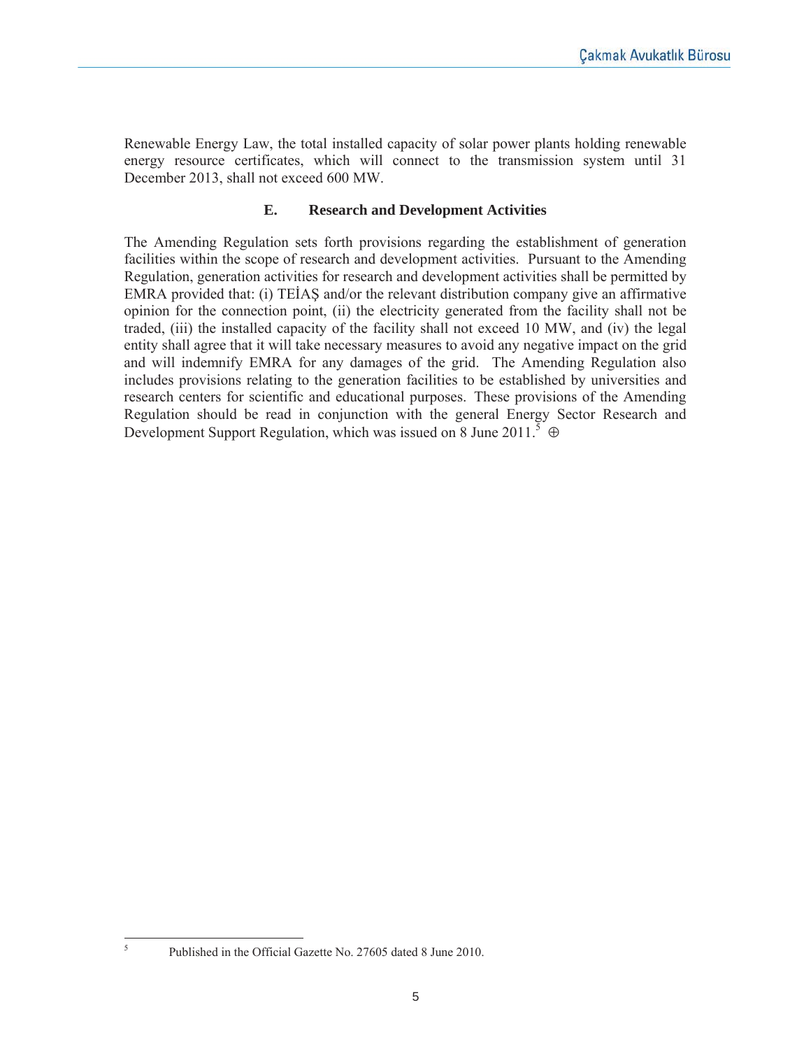Renewable Energy Law, the total installed capacity of solar power plants holding renewable energy resource certificates, which will connect to the transmission system until 31 December 2013, shall not exceed 600 MW.

### E. Research and Development Activities

The Amending Regulation sets forth provisions regarding the establishment of generation facilities within the scope of research and development activities. Pursuant to the Amending Regulation, generation activities for research and development activities shall be permitted by EMRA provided that: (i) TEİAŞ and/or the relevant distribution company give an affirmative opinion for the connection point, (ii) the electricity generated from the facility shall not be traded, (iii) the installed capacity of the facility shall not exceed 10 MW, and (iv) the legal entity shall agree that it will take necessary measures to avoid any negative impact on the grid and will indemnify EMRA for any damages of the grid. The Amending Regulation also includes provisions relating to the generation facilities to be established by universities and research centers for scientific and educational purposes. These provisions of the Amending Regulation should be read in conjunction with the general Energy Sector Research and Development Support Regulation, which was issued on 8 June 2011.[5] ⊕

---

[5] Published in the Official Gazette No. 27605 dated 8 June 2010.